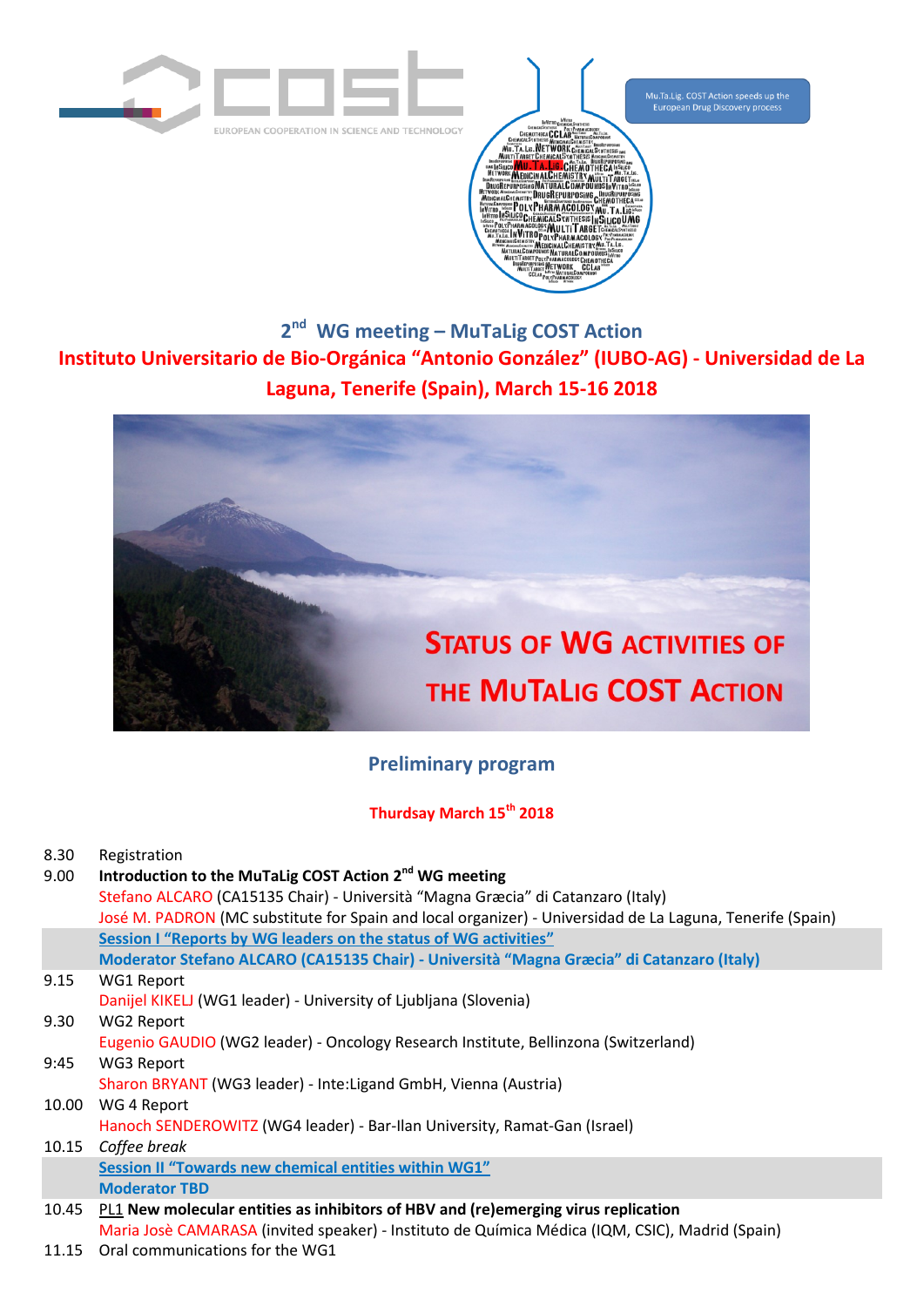Mu.Ta.Lig. COST Action speeds up the European Drug Discovery process

## 2nd WG meeting – MuTaLig COST Action

## Instituto Universitario de Bio-Orgánica "Antonio González" (IUBO-AG) - Universidad de La Laguna, Tenerife (Spain), March 15-16 2018

**STATUS OF WG ACTIVITIES OF THE MUTALIG COST ACTION**

### Preliminary program

#### Thurday March 15th 2018

| | |
|---|---|
| 8.30 | Registration |
| 9.00 | **Introduction to the MuTaLig COST Action 2nd WG meeting**<br>Stefano ALCARO (CA15135 Chair) - Università "Magna Græcia" di Catanzaro (Italy)<br>José M. PADRON (MC substitute for Spain and local organizer) - Universidad de La Laguna, Tenerife (Spain) |
| | **Session I "Reports by WG leaders on the status of WG activities"**<br>**Moderator Stefano ALCARO (CA15135 Chair) - Università "Magna Græcia" di Catanzaro (Italy)** |
| 9.15 | WG1 Report<br>Danijel KIKELJ (WG1 leader) - University of Ljubljana (Slovenia) |
| 9.30 | WG2 Report<br>Eugenio GAUDIO (WG2 leader) - Oncology Research Institute, Bellinzona (Switzerland) |
| 9:45 | WG3 Report<br>Sharon BRYANT (WG3 leader) - Inte:Ligand GmbH, Vienna (Austria) |
| 10.00 | WG 4 Report<br>Hanoch SENDEROWITZ (WG4 leader) - Bar-Ilan University, Ramat-Gan (Israel) |
| 10.15 | *Coffee break* |
| | **Session II "Towards new chemical entities within WG1"**<br>**Moderator TBD** |
| 10.45 | PL1 **New molecular entities as inhibitors of HBV and (re)emerging virus replication**<br>Maria Josè CAMARASA (invited speaker) - Instituto de Química Médica (IQM, CSIC), Madrid (Spain) |
| 11.15 | Oral communications for the WG1 |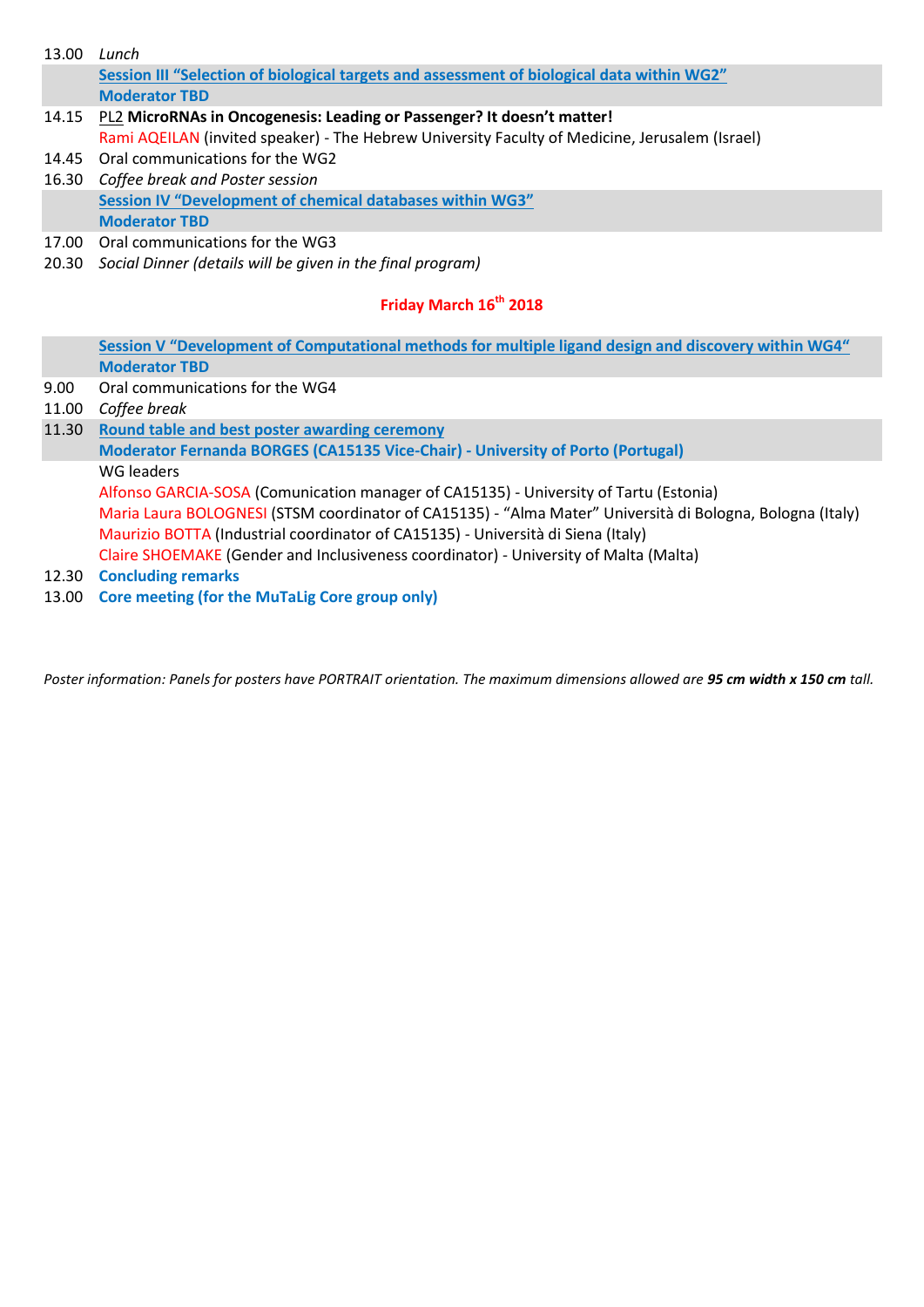13.00 *Lunch*

**Session III "Selection of biological targets and assessment of biological data within WG2"**
**Moderator TBD**

14.15 PL2 **MicroRNAs in Oncogenesis: Leading or Passenger? It doesn't matter!**
Rami AQEILAN (invited speaker) - The Hebrew University Faculty of Medicine, Jerusalem (Israel)

14.45 Oral communications for the WG2

16.30 *Coffee break and Poster session*

**Session IV "Development of chemical databases within WG3"**
**Moderator TBD**

17.00 Oral communications for the WG3

20.30 *Social Dinner (details will be given in the final program)*

## Friday March 16th 2018

**Session V "Development of Computational methods for multiple ligand design and discovery within WG4"**
**Moderator TBD**

9.00 Oral communications for the WG4

11.00 *Coffee break*

11.30 **Round table and best poster awarding ceremony**
**Moderator Fernanda BORGES (CA15135 Vice-Chair) - University of Porto (Portugal)**

WG leaders
Alfonso GARCIA-SOSA (Comunication manager of CA15135) - University of Tartu (Estonia)
Maria Laura BOLOGNESI (STSM coordinator of CA15135) - "Alma Mater" Università di Bologna, Bologna (Italy)
Maurizio BOTTA (Industrial coordinator of CA15135) - Università di Siena (Italy)
Claire SHOEMAKE (Gender and Inclusiveness coordinator) - University of Malta (Malta)

12.30 **Concluding remarks**

13.00 **Core meeting (for the MuTaLig Core group only)**

*Poster information: Panels for posters have PORTRAIT orientation. The maximum dimensions allowed are **95 cm width x 150 cm** tall.*